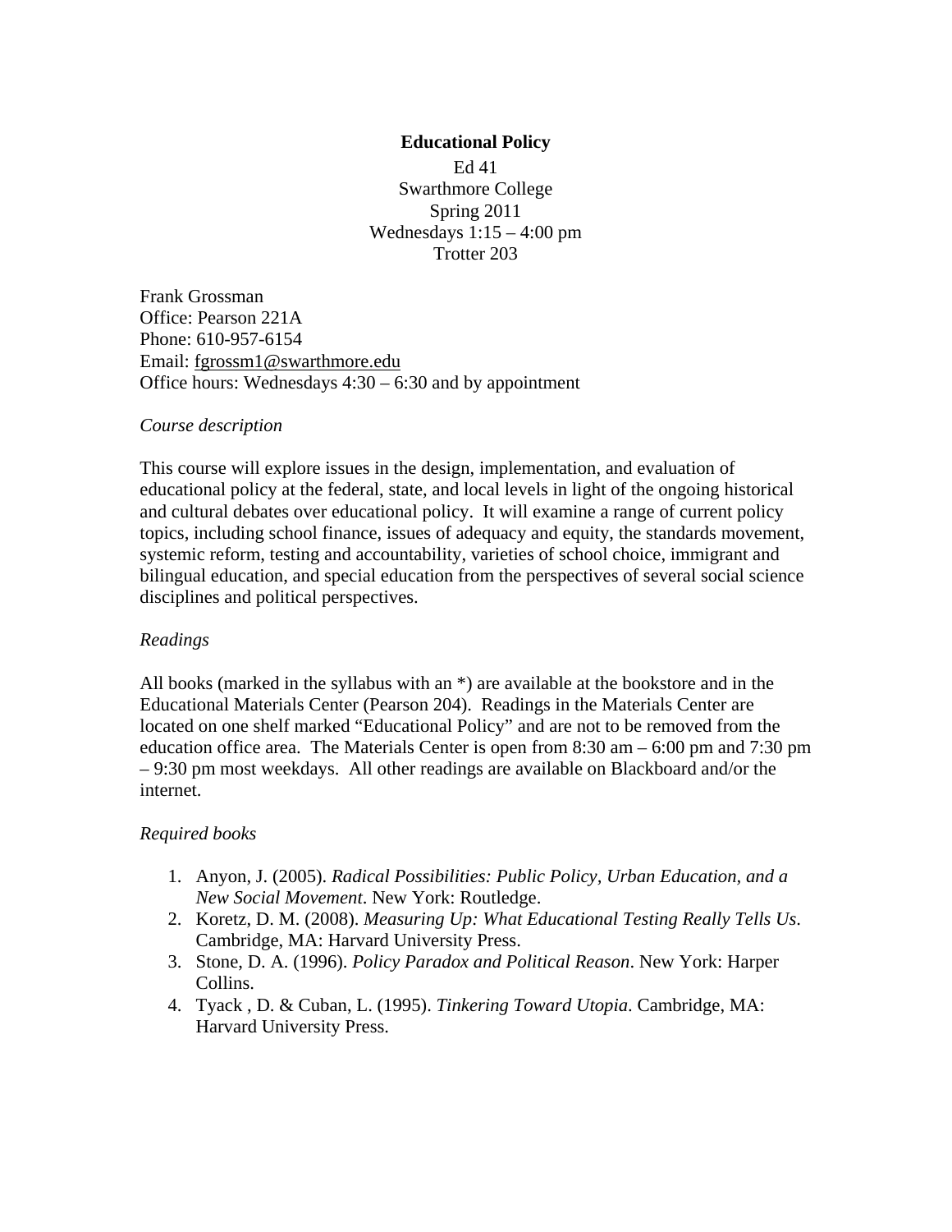# Educational Policy

Ed 41
Swarthmore College
Spring 2011
Wednesdays 1:15 – 4:00 pm
Trotter 203

Frank Grossman
Office: Pearson 221A
Phone: 610-957-6154
Email: fgrossm1@swarthmore.edu
Office hours: Wednesdays 4:30 – 6:30 and by appointment

*Course description*

This course will explore issues in the design, implementation, and evaluation of educational policy at the federal, state, and local levels in light of the ongoing historical and cultural debates over educational policy. It will examine a range of current policy topics, including school finance, issues of adequacy and equity, the standards movement, systemic reform, testing and accountability, varieties of school choice, immigrant and bilingual education, and special education from the perspectives of several social science disciplines and political perspectives.

*Readings*

All books (marked in the syllabus with an *) are available at the bookstore and in the Educational Materials Center (Pearson 204). Readings in the Materials Center are located on one shelf marked "Educational Policy" and are not to be removed from the education office area. The Materials Center is open from 8:30 am – 6:00 pm and 7:30 pm – 9:30 pm most weekdays. All other readings are available on Blackboard and/or the internet.

*Required books*

1. Anyon, J. (2005). *Radical Possibilities: Public Policy, Urban Education, and a New Social Movement*. New York: Routledge.
2. Koretz, D. M. (2008). *Measuring Up: What Educational Testing Really Tells Us*. Cambridge, MA: Harvard University Press.
3. Stone, D. A. (1996). *Policy Paradox and Political Reason*. New York: Harper Collins.
4. Tyack , D. & Cuban, L. (1995). *Tinkering Toward Utopia*. Cambridge, MA: Harvard University Press.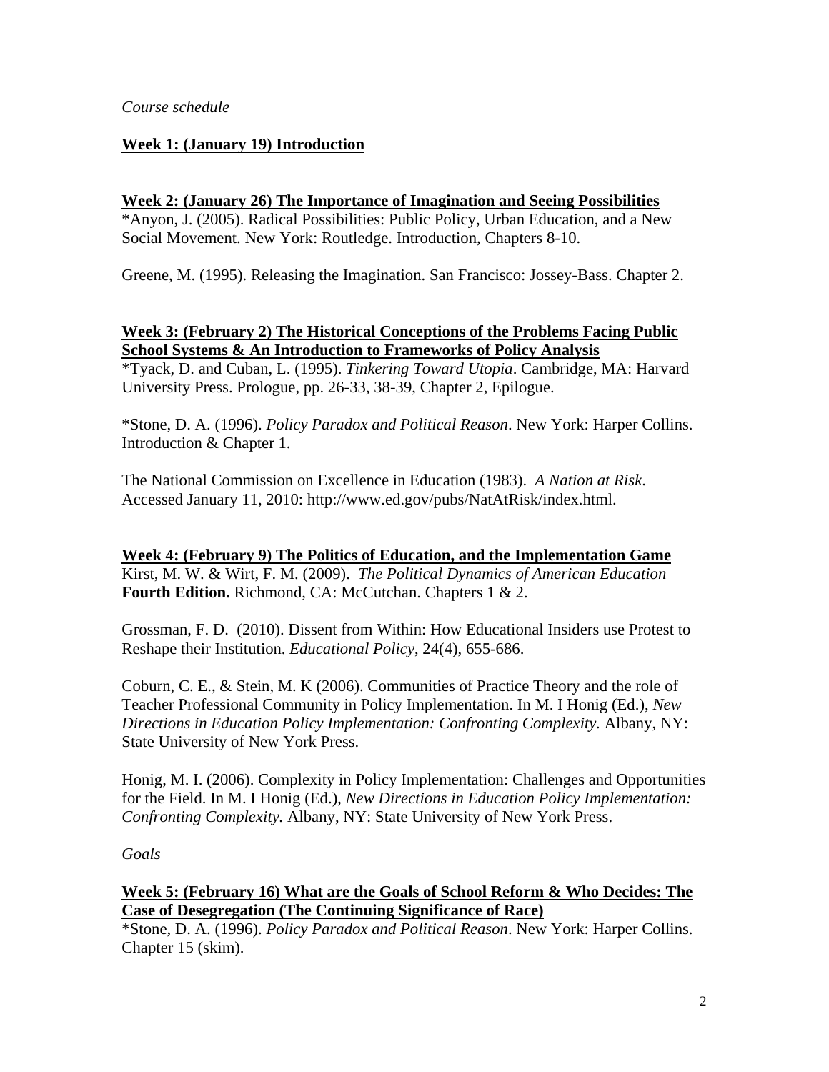*Course schedule*

**Week 1: (January 19) Introduction**

**Week 2: (January 26) The Importance of Imagination and Seeing Possibilities**

*Anyon, J. (2005). Radical Possibilities: Public Policy, Urban Education, and a New Social Movement. New York: Routledge. Introduction, Chapters 8-10.

Greene, M. (1995). Releasing the Imagination. San Francisco: Jossey-Bass. Chapter 2.

**Week 3: (February 2) The Historical Conceptions of the Problems Facing Public School Systems & An Introduction to Frameworks of Policy Analysis**

*Tyack, D. and Cuban, L. (1995). *Tinkering Toward Utopia*. Cambridge, MA: Harvard University Press. Prologue, pp. 26-33, 38-39, Chapter 2, Epilogue.

*Stone, D. A. (1996). *Policy Paradox and Political Reason*. New York: Harper Collins. Introduction & Chapter 1.

The National Commission on Excellence in Education (1983). *A Nation at Risk.* Accessed January 11, 2010: http://www.ed.gov/pubs/NatAtRisk/index.html.

**Week 4: (February 9) The Politics of Education, and the Implementation Game**

Kirst, M. W. & Wirt, F. M. (2009). *The Political Dynamics of American Education* **Fourth Edition.** Richmond, CA: McCutchan. Chapters 1 & 2.

Grossman, F. D. (2010). Dissent from Within: How Educational Insiders use Protest to Reshape their Institution. *Educational Policy*, 24(4), 655-686.

Coburn, C. E., & Stein, M. K (2006). Communities of Practice Theory and the role of Teacher Professional Community in Policy Implementation. In M. I Honig (Ed.), *New Directions in Education Policy Implementation: Confronting Complexity*. Albany, NY: State University of New York Press.

Honig, M. I. (2006). Complexity in Policy Implementation: Challenges and Opportunities for the Field. In M. I Honig (Ed.), *New Directions in Education Policy Implementation: Confronting Complexity.* Albany, NY: State University of New York Press.

*Goals*

**Week 5: (February 16) What are the Goals of School Reform & Who Decides: The Case of Desegregation (The Continuing Significance of Race)**

*Stone, D. A. (1996). *Policy Paradox and Political Reason*. New York: Harper Collins. Chapter 15 (skim).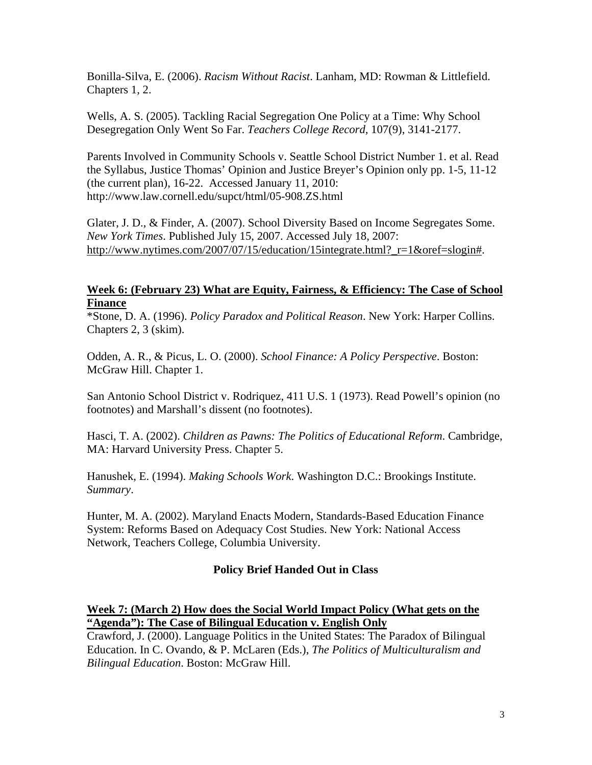Bonilla-Silva, E. (2006). *Racism Without Racist*. Lanham, MD: Rowman & Littlefield. Chapters 1, 2.

Wells, A. S. (2005). Tackling Racial Segregation One Policy at a Time: Why School Desegregation Only Went So Far. *Teachers College Record*, 107(9), 3141-2177.

Parents Involved in Community Schools v. Seattle School District Number 1. et al. Read the Syllabus, Justice Thomas' Opinion and Justice Breyer's Opinion only pp. 1-5, 11-12 (the current plan), 16-22. Accessed January 11, 2010: http://www.law.cornell.edu/supct/html/05-908.ZS.html

Glater, J. D., & Finder, A. (2007). School Diversity Based on Income Segregates Some. *New York Times*. Published July 15, 2007. Accessed July 18, 2007: http://www.nytimes.com/2007/07/15/education/15integrate.html?_r=1&oref=slogin#.

**Week 6: (February 23) What are Equity, Fairness, & Efficiency: The Case of School Finance**

*Stone, D. A. (1996). *Policy Paradox and Political Reason*. New York: Harper Collins. Chapters 2, 3 (skim).

Odden, A. R., & Picus, L. O. (2000). *School Finance: A Policy Perspective*. Boston: McGraw Hill. Chapter 1.

San Antonio School District v. Rodriquez, 411 U.S. 1 (1973). Read Powell's opinion (no footnotes) and Marshall's dissent (no footnotes).

Hasci, T. A. (2002). *Children as Pawns: The Politics of Educational Reform*. Cambridge, MA: Harvard University Press. Chapter 5.

Hanushek, E. (1994). *Making Schools Work*. Washington D.C.: Brookings Institute. *Summary*.

Hunter, M. A. (2002). Maryland Enacts Modern, Standards-Based Education Finance System: Reforms Based on Adequacy Cost Studies. New York: National Access Network, Teachers College, Columbia University.

**Policy Brief Handed Out in Class**

**Week 7: (March 2) How does the Social World Impact Policy (What gets on the "Agenda"): The Case of Bilingual Education v. English Only**

Crawford, J. (2000). Language Politics in the United States: The Paradox of Bilingual Education. In C. Ovando, & P. McLaren (Eds.), *The Politics of Multiculturalism and Bilingual Education*. Boston: McGraw Hill.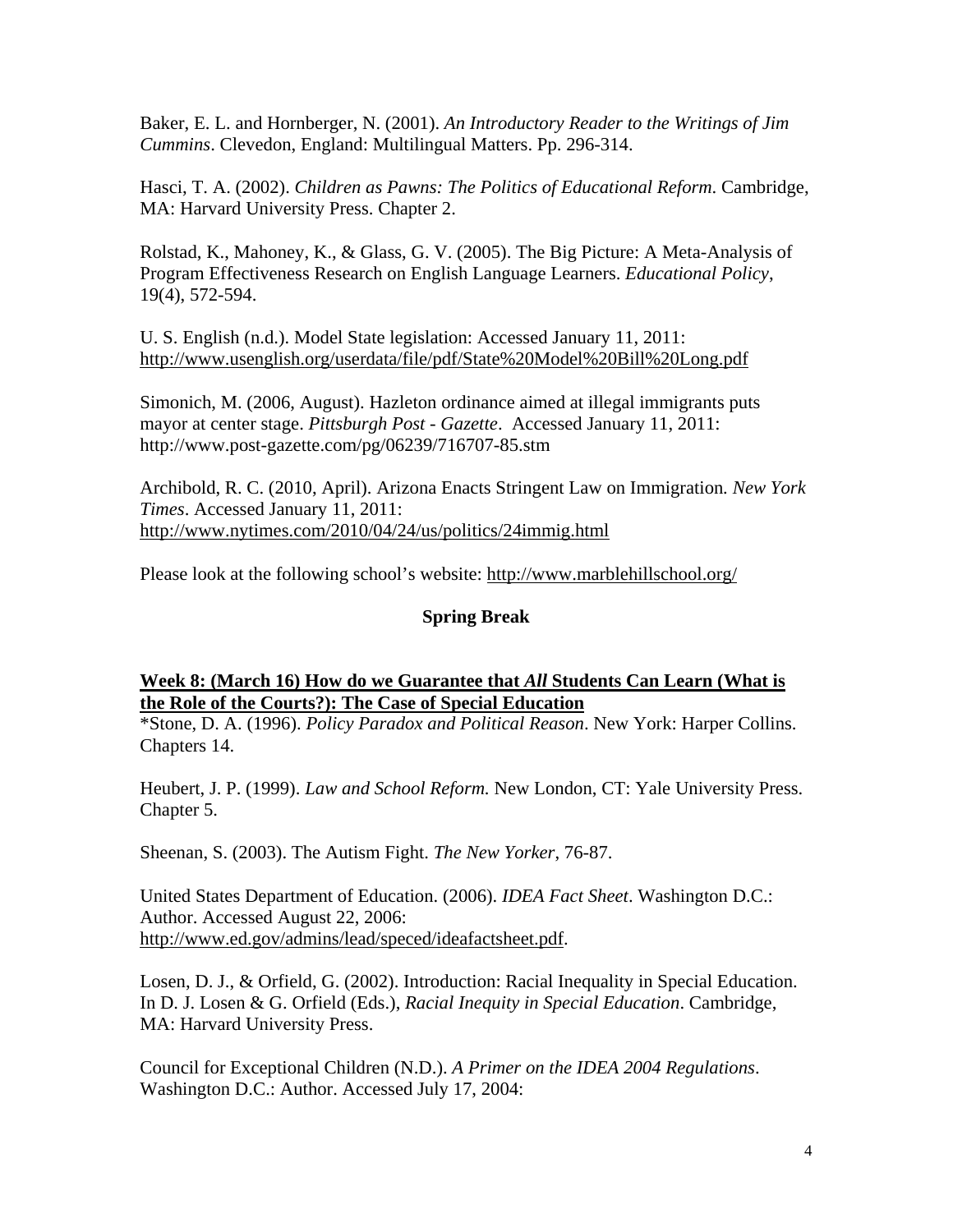Baker, E. L. and Hornberger, N. (2001). *An Introductory Reader to the Writings of Jim Cummins*. Clevedon, England: Multilingual Matters. Pp. 296-314.

Hasci, T. A. (2002). *Children as Pawns: The Politics of Educational Reform*. Cambridge, MA: Harvard University Press. Chapter 2.

Rolstad, K., Mahoney, K., & Glass, G. V. (2005). The Big Picture: A Meta-Analysis of Program Effectiveness Research on English Language Learners. *Educational Policy*, 19(4), 572-594.

U. S. English (n.d.). Model State legislation: Accessed January 11, 2011: http://www.usenglish.org/userdata/file/pdf/State%20Model%20Bill%20Long.pdf

Simonich, M. (2006, August). Hazleton ordinance aimed at illegal immigrants puts mayor at center stage. *Pittsburgh Post - Gazette*. Accessed January 11, 2011: http://www.post-gazette.com/pg/06239/716707-85.stm

Archibold, R. C. (2010, April). Arizona Enacts Stringent Law on Immigration. *New York Times*. Accessed January 11, 2011: http://www.nytimes.com/2010/04/24/us/politics/24immig.html

Please look at the following school's website: http://www.marblehillschool.org/

**Spring Break**

**Week 8: (March 16) How do we Guarantee that *All* Students Can Learn (What is the Role of the Courts?): The Case of Special Education**

*Stone, D. A. (1996). *Policy Paradox and Political Reason*. New York: Harper Collins. Chapters 14.

Heubert, J. P. (1999). *Law and School Reform.* New London, CT: Yale University Press. Chapter 5.

Sheenan, S. (2003). The Autism Fight. *The New Yorker*, 76-87.

United States Department of Education. (2006). *IDEA Fact Sheet*. Washington D.C.: Author. Accessed August 22, 2006: http://www.ed.gov/admins/lead/speced/ideafactsheet.pdf.

Losen, D. J., & Orfield, G. (2002). Introduction: Racial Inequality in Special Education. In D. J. Losen & G. Orfield (Eds.), *Racial Inequity in Special Education*. Cambridge, MA: Harvard University Press.

Council for Exceptional Children (N.D.). *A Primer on the IDEA 2004 Regulations*. Washington D.C.: Author. Accessed July 17, 2004: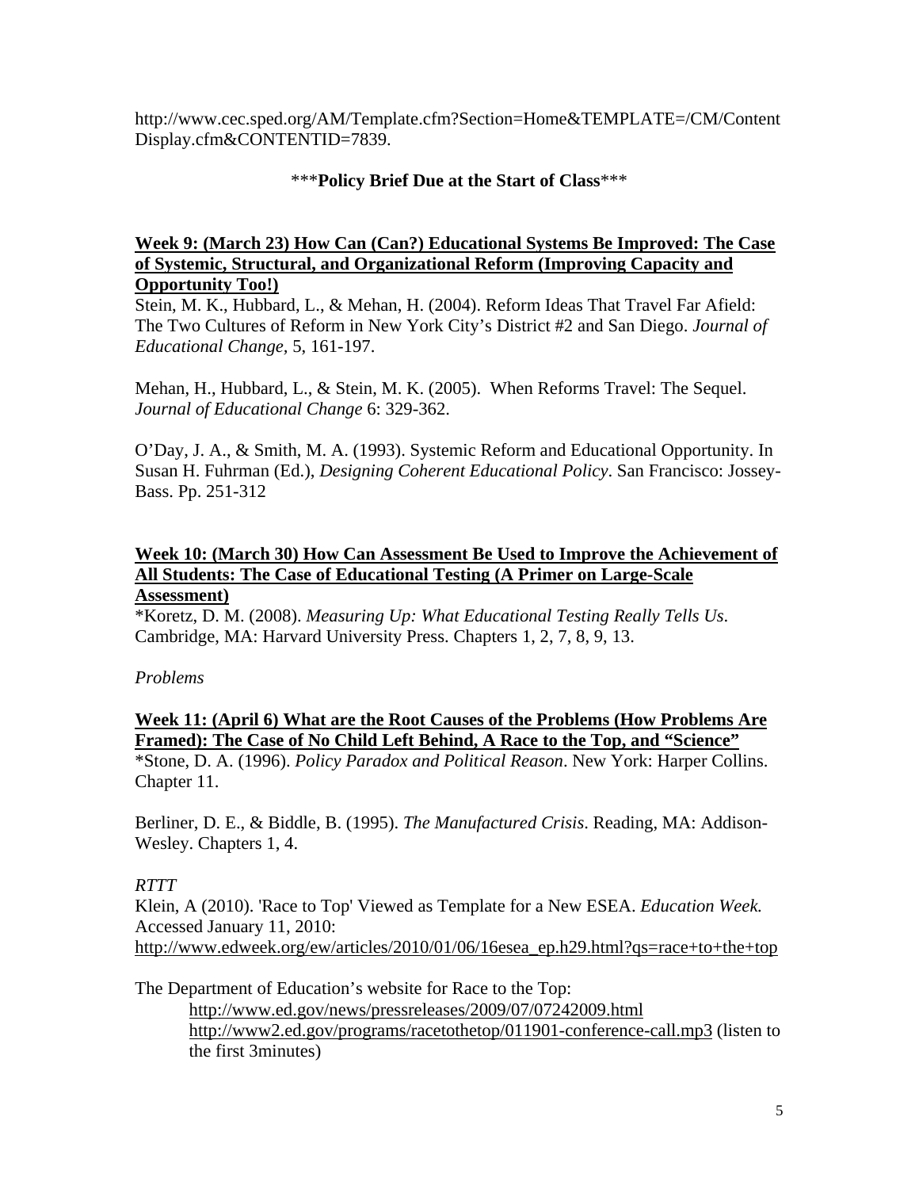http://www.cec.sped.org/AM/Template.cfm?Section=Home&TEMPLATE=/CM/ContentDisplay.cfm&CONTENTID=7839.

***Policy Brief Due at the Start of Class***

**Week 9: (March 23) How Can (Can?) Educational Systems Be Improved: The Case of Systemic, Structural, and Organizational Reform (Improving Capacity and Opportunity Too!)**

Stein, M. K., Hubbard, L., & Mehan, H. (2004). Reform Ideas That Travel Far Afield: The Two Cultures of Reform in New York City's District #2 and San Diego. *Journal of Educational Change*, 5, 161-197.

Mehan, H., Hubbard, L., & Stein, M. K. (2005). When Reforms Travel: The Sequel. *Journal of Educational Change* 6: 329-362.

O'Day, J. A., & Smith, M. A. (1993). Systemic Reform and Educational Opportunity. In Susan H. Fuhrman (Ed.), *Designing Coherent Educational Policy*. San Francisco: Jossey-Bass. Pp. 251-312

**Week 10: (March 30) How Can Assessment Be Used to Improve the Achievement of All Students: The Case of Educational Testing (A Primer on Large-Scale Assessment)**

*Koretz, D. M. (2008). *Measuring Up: What Educational Testing Really Tells Us*. Cambridge, MA: Harvard University Press. Chapters 1, 2, 7, 8, 9, 13.

*Problems*

**Week 11: (April 6) What are the Root Causes of the Problems (How Problems Are Framed): The Case of No Child Left Behind, A Race to the Top, and "Science"**

*Stone, D. A. (1996). *Policy Paradox and Political Reason*. New York: Harper Collins. Chapter 11.

Berliner, D. E., & Biddle, B. (1995). *The Manufactured Crisis*. Reading, MA: Addison-Wesley. Chapters 1, 4.

*RTTT*

Klein, A (2010). 'Race to Top' Viewed as Template for a New ESEA. *Education Week.* Accessed January 11, 2010: http://www.edweek.org/ew/articles/2010/01/06/16esea_ep.h29.html?qs=race+to+the+top

The Department of Education's website for Race to the Top:

- http://www.ed.gov/news/pressreleases/2009/07/07242009.html
- http://www2.ed.gov/programs/racetothetop/011901-conference-call.mp3 (listen to the first 3minutes)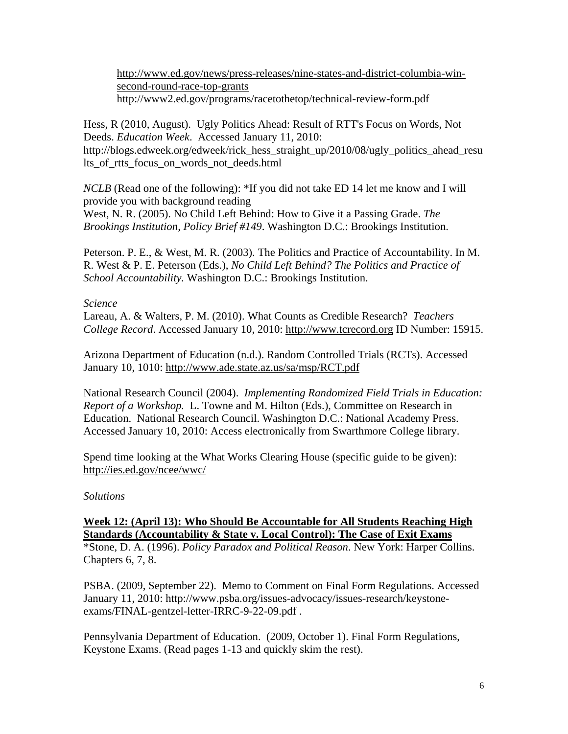http://www.ed.gov/news/press-releases/nine-states-and-district-columbia-win-second-round-race-top-grants
http://www2.ed.gov/programs/racetothetop/technical-review-form.pdf

Hess, R (2010, August). Ugly Politics Ahead: Result of RTT's Focus on Words, Not Deeds. *Education Week*. Accessed January 11, 2010: http://blogs.edweek.org/edweek/rick_hess_straight_up/2010/08/ugly_politics_ahead_results_of_rtts_focus_on_words_not_deeds.html

*NCLB* (Read one of the following): *If you did not take ED 14 let me know and I will provide you with background reading
West, N. R. (2005). No Child Left Behind: How to Give it a Passing Grade. *The Brookings Institution, Policy Brief #149*. Washington D.C.: Brookings Institution.

Peterson. P. E., & West, M. R. (2003). The Politics and Practice of Accountability. In M. R. West & P. E. Peterson (Eds.), *No Child Left Behind? The Politics and Practice of School Accountability.* Washington D.C.: Brookings Institution.

*Science*
Lareau, A. & Walters, P. M. (2010). What Counts as Credible Research? *Teachers College Record*. Accessed January 10, 2010: http://www.tcrecord.org ID Number: 15915.

Arizona Department of Education (n.d.). Random Controlled Trials (RCTs). Accessed January 10, 1010: http://www.ade.state.az.us/sa/msp/RCT.pdf

National Research Council (2004). *Implementing Randomized Field Trials in Education: Report of a Workshop.* L. Towne and M. Hilton (Eds.), Committee on Research in Education. National Research Council. Washington D.C.: National Academy Press. Accessed January 10, 2010: Access electronically from Swarthmore College library.

Spend time looking at the What Works Clearing House (specific guide to be given): http://ies.ed.gov/ncee/wwc/

*Solutions*

**Week 12: (April 13): Who Should Be Accountable for All Students Reaching High Standards (Accountability & State v. Local Control): The Case of Exit Exams**
*Stone, D. A. (1996). *Policy Paradox and Political Reason*. New York: Harper Collins. Chapters 6, 7, 8.

PSBA. (2009, September 22). Memo to Comment on Final Form Regulations. Accessed January 11, 2010: http://www.psba.org/issues-advocacy/issues-research/keystone-exams/FINAL-gentzel-letter-IRRC-9-22-09.pdf .

Pennsylvania Department of Education. (2009, October 1). Final Form Regulations, Keystone Exams. (Read pages 1-13 and quickly skim the rest).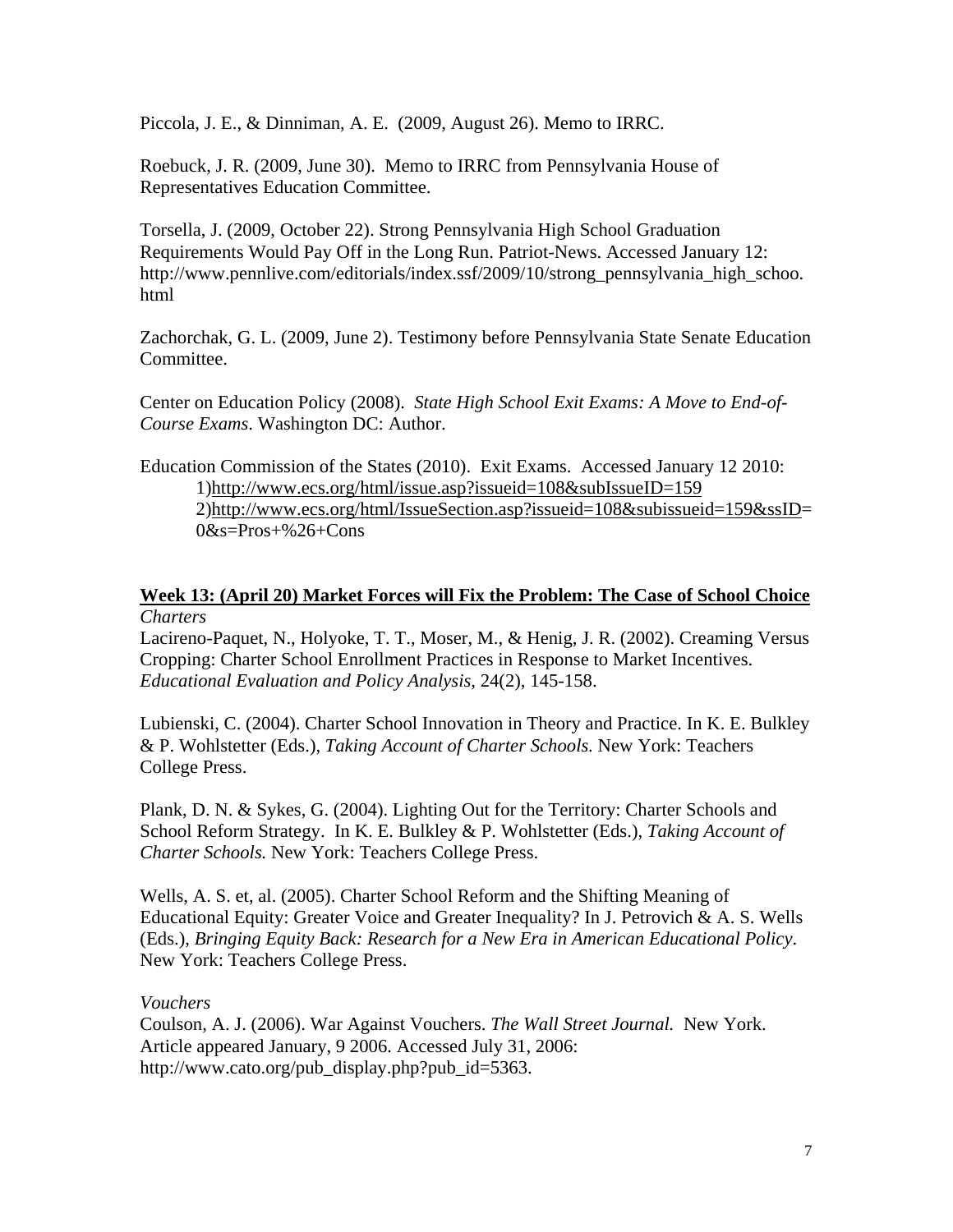Piccola, J. E., & Dinniman, A. E. (2009, August 26). Memo to IRRC.

Roebuck, J. R. (2009, June 30). Memo to IRRC from Pennsylvania House of Representatives Education Committee.

Torsella, J. (2009, October 22). Strong Pennsylvania High School Graduation Requirements Would Pay Off in the Long Run. Patriot-News. Accessed January 12: http://www.pennlive.com/editorials/index.ssf/2009/10/strong_pennsylvania_high_schoo.html

Zachorchak, G. L. (2009, June 2). Testimony before Pennsylvania State Senate Education Committee.

Center on Education Policy (2008). *State High School Exit Exams: A Move to End-of-Course Exams*. Washington DC: Author.

Education Commission of the States (2010). Exit Exams. Accessed January 12 2010:
1)http://www.ecs.org/html/issue.asp?issueid=108&subIssueID=159
2)http://www.ecs.org/html/IssueSection.asp?issueid=108&subissueid=159&ssID=0&s=Pros+%26+Cons

**Week 13: (April 20) Market Forces will Fix the Problem: The Case of School Choice**

*Charters*

Lacireno-Paquet, N., Holyoke, T. T., Moser, M., & Henig, J. R. (2002). Creaming Versus Cropping: Charter School Enrollment Practices in Response to Market Incentives. *Educational Evaluation and Policy Analysis*, 24(2), 145-158.

Lubienski, C. (2004). Charter School Innovation in Theory and Practice. In K. E. Bulkley & P. Wohlstetter (Eds.), *Taking Account of Charter Schools.* New York: Teachers College Press.

Plank, D. N. & Sykes, G. (2004). Lighting Out for the Territory: Charter Schools and School Reform Strategy. In K. E. Bulkley & P. Wohlstetter (Eds.), *Taking Account of Charter Schools.* New York: Teachers College Press.

Wells, A. S. et, al. (2005). Charter School Reform and the Shifting Meaning of Educational Equity: Greater Voice and Greater Inequality? In J. Petrovich & A. S. Wells (Eds.), *Bringing Equity Back: Research for a New Era in American Educational Policy*. New York: Teachers College Press.

*Vouchers*

Coulson, A. J. (2006). War Against Vouchers. *The Wall Street Journal.* New York. Article appeared January, 9 2006. Accessed July 31, 2006: http://www.cato.org/pub_display.php?pub_id=5363.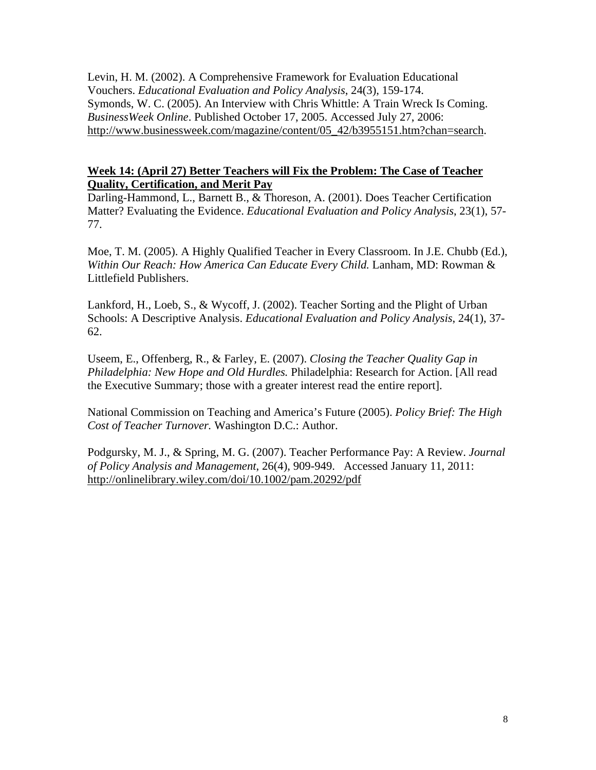Levin, H. M. (2002). A Comprehensive Framework for Evaluation Educational Vouchers. *Educational Evaluation and Policy Analysis*, 24(3), 159-174.
Symonds, W. C. (2005). An Interview with Chris Whittle: A Train Wreck Is Coming. *BusinessWeek Online*. Published October 17, 2005. Accessed July 27, 2006: http://www.businessweek.com/magazine/content/05_42/b3955151.htm?chan=search.

**Week 14: (April 27) Better Teachers will Fix the Problem: The Case of Teacher Quality, Certification, and Merit Pay**

Darling-Hammond, L., Barnett B., & Thoreson, A. (2001). Does Teacher Certification Matter? Evaluating the Evidence. *Educational Evaluation and Policy Analysis*, 23(1), 57-77.

Moe, T. M. (2005). A Highly Qualified Teacher in Every Classroom. In J.E. Chubb (Ed.), *Within Our Reach: How America Can Educate Every Child.* Lanham, MD: Rowman & Littlefield Publishers.

Lankford, H., Loeb, S., & Wycoff, J. (2002). Teacher Sorting and the Plight of Urban Schools: A Descriptive Analysis. *Educational Evaluation and Policy Analysis*, 24(1), 37-62.

Useem, E., Offenberg, R., & Farley, E. (2007). *Closing the Teacher Quality Gap in Philadelphia: New Hope and Old Hurdles.* Philadelphia: Research for Action. [All read the Executive Summary; those with a greater interest read the entire report].

National Commission on Teaching and America's Future (2005). *Policy Brief: The High Cost of Teacher Turnover.* Washington D.C.: Author.

Podgursky, M. J., & Spring, M. G. (2007). Teacher Performance Pay: A Review. *Journal of Policy Analysis and Management*, 26(4), 909-949. Accessed January 11, 2011: http://onlinelibrary.wiley.com/doi/10.1002/pam.20292/pdf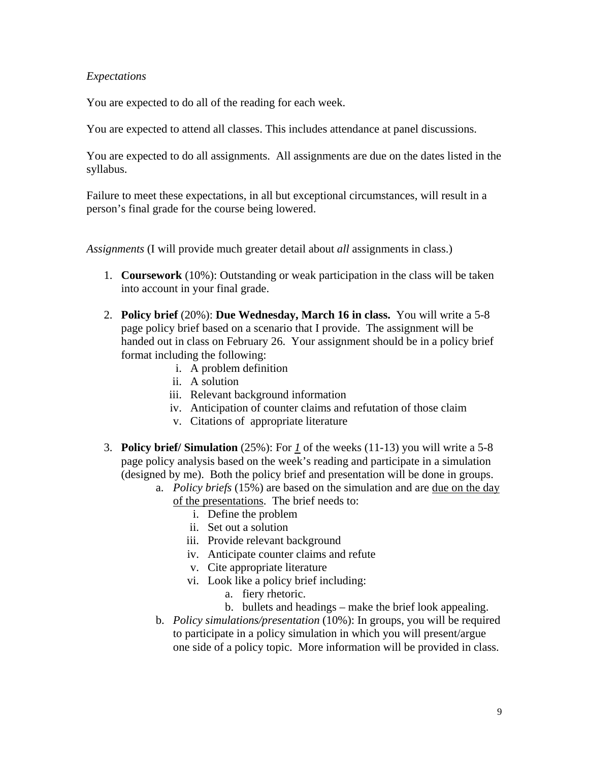*Expectations*

You are expected to do all of the reading for each week.

You are expected to attend all classes. This includes attendance at panel discussions.

You are expected to do all assignments. All assignments are due on the dates listed in the syllabus.

Failure to meet these expectations, in all but exceptional circumstances, will result in a person's final grade for the course being lowered.

*Assignments* (I will provide much greater detail about *all* assignments in class.)

1. **Coursework** (10%): Outstanding or weak participation in the class will be taken into account in your final grade.

2. **Policy brief** (20%): **Due Wednesday, March 16 in class.** You will write a 5-8 page policy brief based on a scenario that I provide. The assignment will be handed out in class on February 26. Your assignment should be in a policy brief format including the following:
   i. A problem definition
   ii. A solution
   iii. Relevant background information
   iv. Anticipation of counter claims and refutation of those claim
   v. Citations of appropriate literature

3. **Policy brief/ Simulation** (25%): For <u>*1*</u> of the weeks (11-13) you will write a 5-8 page policy analysis based on the week's reading and participate in a simulation (designed by me). Both the policy brief and presentation will be done in groups.
   a. *Policy briefs* (15%) are based on the simulation and are <u>due on the day of the presentations</u>. The brief needs to:
      i. Define the problem
      ii. Set out a solution
      iii. Provide relevant background
      iv. Anticipate counter claims and refute
      v. Cite appropriate literature
      vi. Look like a policy brief including:
         a. fiery rhetoric.
         b. bullets and headings – make the brief look appealing.
   b. *Policy simulations/presentation* (10%): In groups, you will be required to participate in a policy simulation in which you will present/argue one side of a policy topic. More information will be provided in class.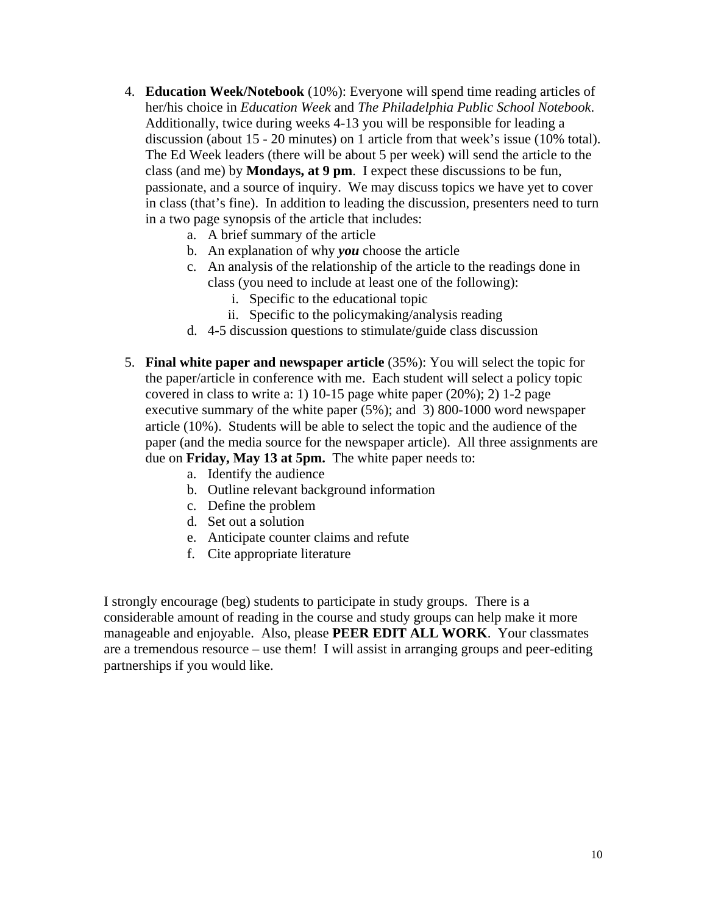4. **Education Week/Notebook** (10%): Everyone will spend time reading articles of her/his choice in *Education Week* and *The Philadelphia Public School Notebook*. Additionally, twice during weeks 4-13 you will be responsible for leading a discussion (about 15 - 20 minutes) on 1 article from that week's issue (10% total). The Ed Week leaders (there will be about 5 per week) will send the article to the class (and me) by **Mondays, at 9 pm**. I expect these discussions to be fun, passionate, and a source of inquiry. We may discuss topics we have yet to cover in class (that's fine). In addition to leading the discussion, presenters need to turn in a two page synopsis of the article that includes:
    a. A brief summary of the article
    b. An explanation of why ***you*** choose the article
    c. An analysis of the relationship of the article to the readings done in class (you need to include at least one of the following):
        i. Specific to the educational topic
        ii. Specific to the policymaking/analysis reading
    d. 4-5 discussion questions to stimulate/guide class discussion

5. **Final white paper and newspaper article** (35%): You will select the topic for the paper/article in conference with me. Each student will select a policy topic covered in class to write a: 1) 10-15 page white paper (20%); 2) 1-2 page executive summary of the white paper (5%); and 3) 800-1000 word newspaper article (10%). Students will be able to select the topic and the audience of the paper (and the media source for the newspaper article). All three assignments are due on **Friday, May 13 at 5pm.** The white paper needs to:
    a. Identify the audience
    b. Outline relevant background information
    c. Define the problem
    d. Set out a solution
    e. Anticipate counter claims and refute
    f. Cite appropriate literature

I strongly encourage (beg) students to participate in study groups. There is a considerable amount of reading in the course and study groups can help make it more manageable and enjoyable. Also, please **PEER EDIT ALL WORK**. Your classmates are a tremendous resource – use them! I will assist in arranging groups and peer-editing partnerships if you would like.